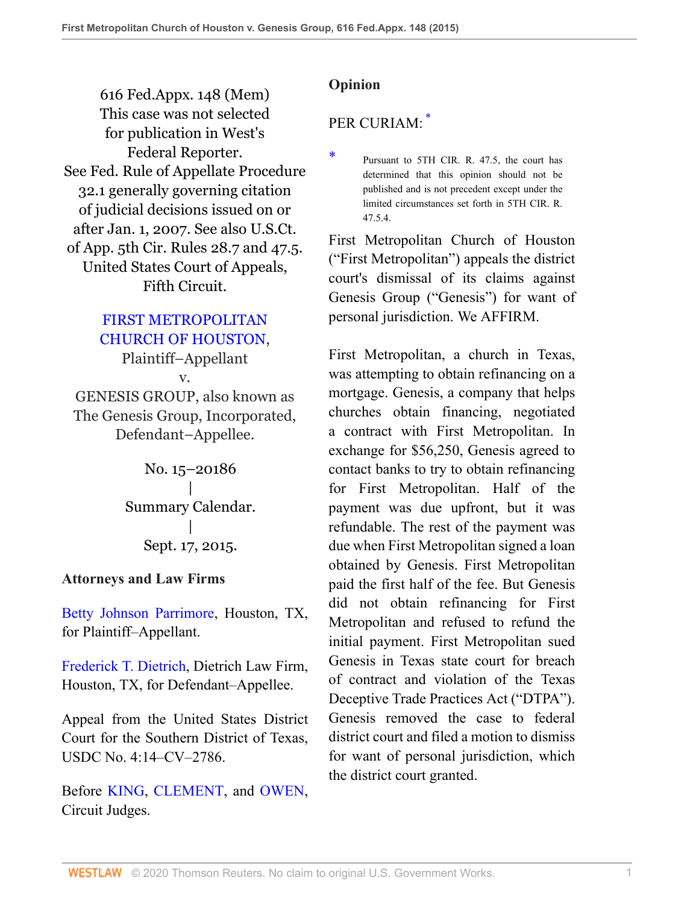616 Fed.Appx. 148 (Mem)
This case was not selected for publication in West's Federal Reporter.
See Fed. Rule of Appellate Procedure 32.1 generally governing citation of judicial decisions issued on or after Jan. 1, 2007. See also U.S.Ct. of App. 5th Cir. Rules 28.7 and 47.5.
United States Court of Appeals, Fifth Circuit.

FIRST METROPOLITAN CHURCH OF HOUSTON, Plaintiff–Appellant
v.
GENESIS GROUP, also known as The Genesis Group, Incorporated, Defendant–Appellee.

No. 15–20186
|
Summary Calendar.
|
Sept. 17, 2015.

**Attorneys and Law Firms**

Betty Johnson Parrimore, Houston, TX, for Plaintiff–Appellant.

Frederick T. Dietrich, Dietrich Law Firm, Houston, TX, for Defendant–Appellee.

Appeal from the United States District Court for the Southern District of Texas, USDC No. 4:14–CV–2786.

Before KING, CLEMENT, and OWEN, Circuit Judges.

**Opinion**

PER CURIAM: *

\* Pursuant to 5TH CIR. R. 47.5, the court has determined that this opinion should not be published and is not precedent except under the limited circumstances set forth in 5TH CIR. R. 47.5.4.

First Metropolitan Church of Houston ("First Metropolitan") appeals the district court's dismissal of its claims against Genesis Group ("Genesis") for want of personal jurisdiction. We AFFIRM.

First Metropolitan, a church in Texas, was attempting to obtain refinancing on a mortgage. Genesis, a company that helps churches obtain financing, negotiated a contract with First Metropolitan. In exchange for $56,250, Genesis agreed to contact banks to try to obtain refinancing for First Metropolitan. Half of the payment was due upfront, but it was refundable. The rest of the payment was due when First Metropolitan signed a loan obtained by Genesis. First Metropolitan paid the first half of the fee. But Genesis did not obtain refinancing for First Metropolitan and refused to refund the initial payment. First Metropolitan sued Genesis in Texas state court for breach of contract and violation of the Texas Deceptive Trade Practices Act ("DTPA"). Genesis removed the case to federal district court and filed a motion to dismiss for want of personal jurisdiction, which the district court granted.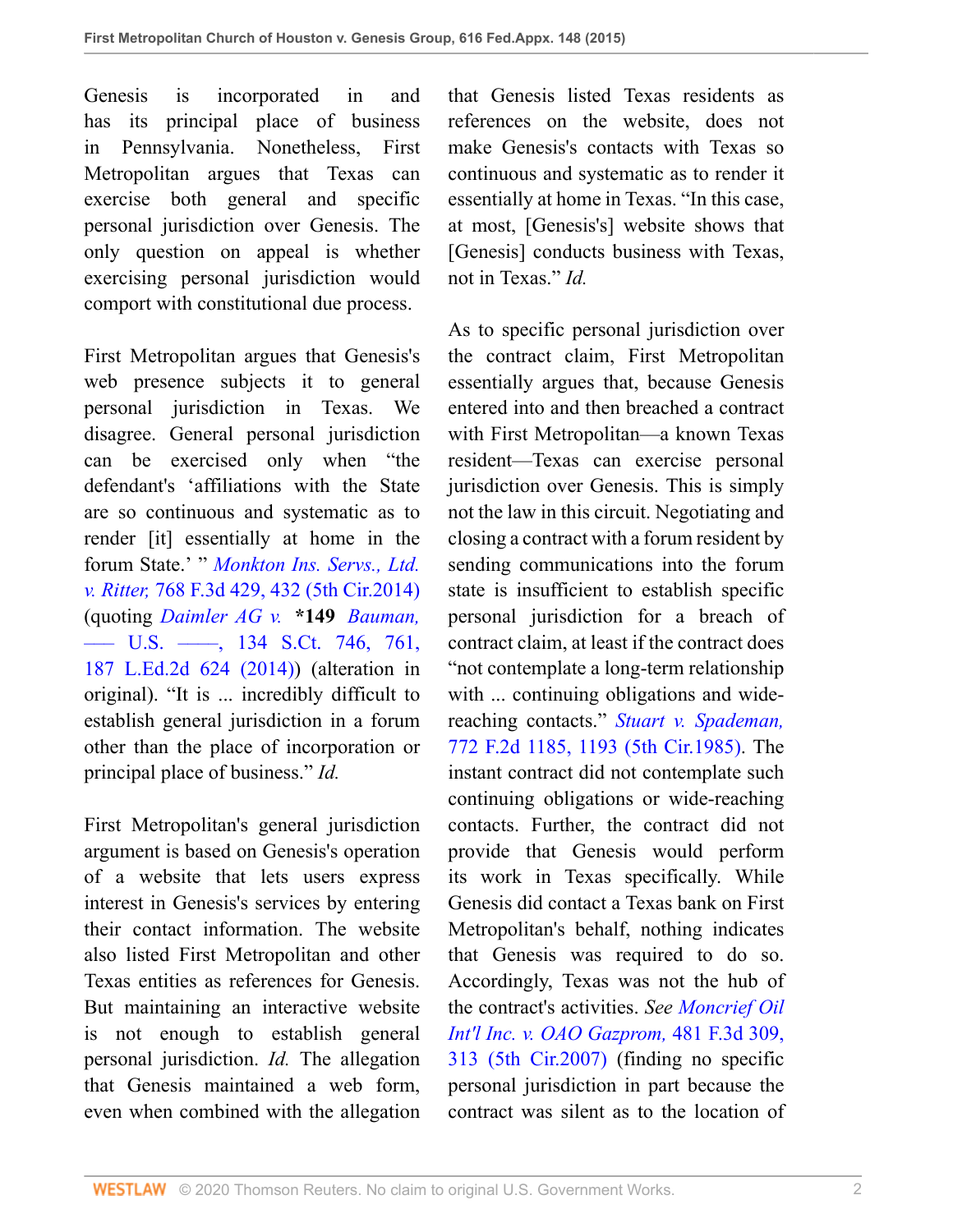Genesis is incorporated in and has its principal place of business in Pennsylvania. Nonetheless, First Metropolitan argues that Texas can exercise both general and specific personal jurisdiction over Genesis. The only question on appeal is whether exercising personal jurisdiction would comport with constitutional due process.

First Metropolitan argues that Genesis's web presence subjects it to general personal jurisdiction in Texas. We disagree. General personal jurisdiction can be exercised only when "the defendant's 'affiliations with the State are so continuous and systematic as to render [it] essentially at home in the forum State.' " *Monkton Ins. Servs., Ltd. v. Ritter,* 768 F.3d 429, 432 (5th Cir.2014) (quoting *Daimler AG v.* **\*149** *Bauman,* ––– U.S. ––––, 134 S.Ct. 746, 761, 187 L.Ed.2d 624 (2014)) (alteration in original). "It is ... incredibly difficult to establish general jurisdiction in a forum other than the place of incorporation or principal place of business." *Id.*

First Metropolitan's general jurisdiction argument is based on Genesis's operation of a website that lets users express interest in Genesis's services by entering their contact information. The website also listed First Metropolitan and other Texas entities as references for Genesis. But maintaining an interactive website is not enough to establish general personal jurisdiction. *Id.* The allegation that Genesis maintained a web form, even when combined with the allegation that Genesis listed Texas residents as references on the website, does not make Genesis's contacts with Texas so continuous and systematic as to render it essentially at home in Texas. "In this case, at most, [Genesis's] website shows that [Genesis] conducts business with Texas, not in Texas." *Id.*

As to specific personal jurisdiction over the contract claim, First Metropolitan essentially argues that, because Genesis entered into and then breached a contract with First Metropolitan—a known Texas resident—Texas can exercise personal jurisdiction over Genesis. This is simply not the law in this circuit. Negotiating and closing a contract with a forum resident by sending communications into the forum state is insufficient to establish specific personal jurisdiction for a breach of contract claim, at least if the contract does "not contemplate a long-term relationship with ... continuing obligations and wide-reaching contacts." *Stuart v. Spademan,* 772 F.2d 1185, 1193 (5th Cir.1985). The instant contract did not contemplate such continuing obligations or wide-reaching contacts. Further, the contract did not provide that Genesis would perform its work in Texas specifically. While Genesis did contact a Texas bank on First Metropolitan's behalf, nothing indicates that Genesis was required to do so. Accordingly, Texas was not the hub of the contract's activities. *See Moncrief Oil Int'l Inc. v. OAO Gazprom,* 481 F.3d 309, 313 (5th Cir.2007) (finding no specific personal jurisdiction in part because the contract was silent as to the location of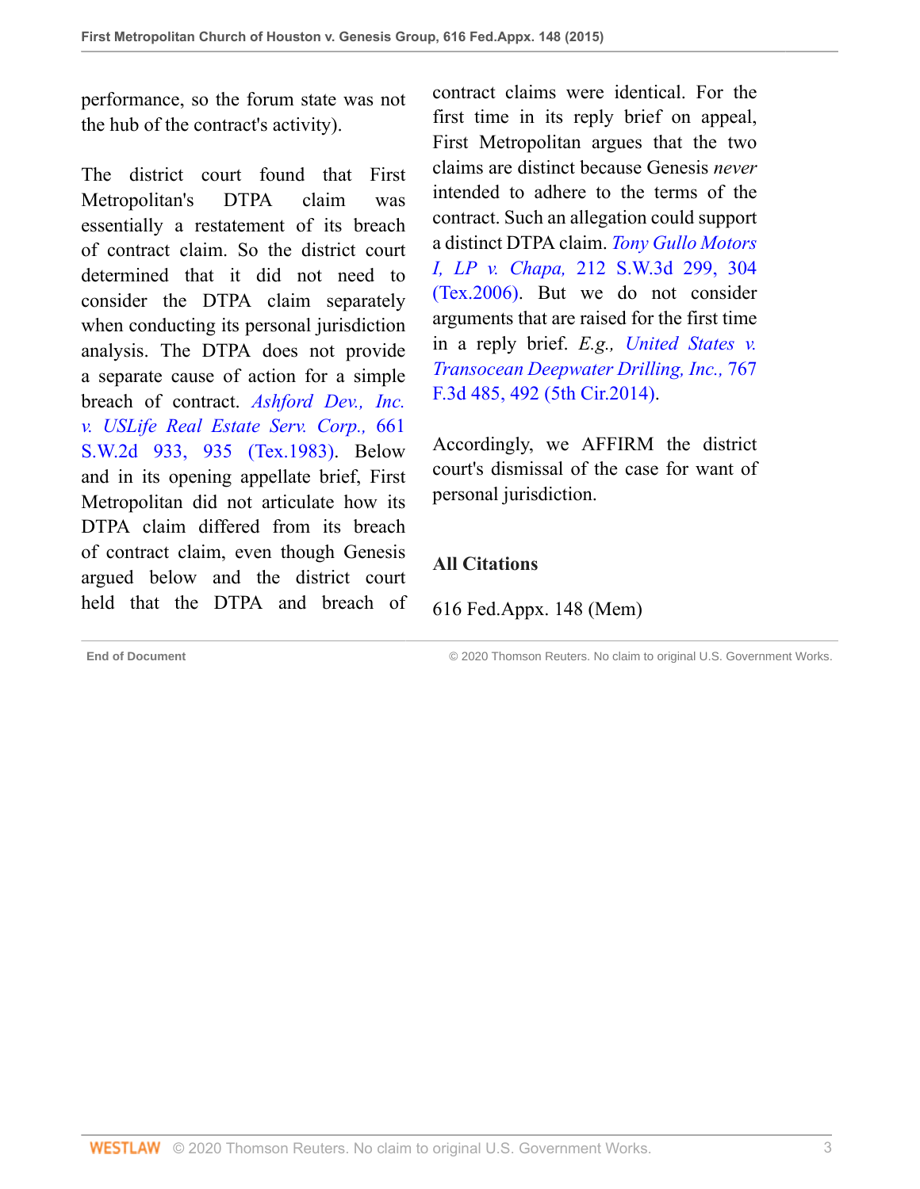performance, so the forum state was not the hub of the contract's activity).

The district court found that First Metropolitan's DTPA claim was essentially a restatement of its breach of contract claim. So the district court determined that it did not need to consider the DTPA claim separately when conducting its personal jurisdiction analysis. The DTPA does not provide a separate cause of action for a simple breach of contract. *Ashford Dev., Inc. v. USLife Real Estate Serv. Corp.,* 661 S.W.2d 933, 935 (Tex.1983). Below and in its opening appellate brief, First Metropolitan did not articulate how its DTPA claim differed from its breach of contract claim, even though Genesis argued below and the district court held that the DTPA and breach of contract claims were identical. For the first time in its reply brief on appeal, First Metropolitan argues that the two claims are distinct because Genesis *never* intended to adhere to the terms of the contract. Such an allegation could support a distinct DTPA claim. *Tony Gullo Motors I, LP v. Chapa,* 212 S.W.3d 299, 304 (Tex.2006). But we do not consider arguments that are raised for the first time in a reply brief. *E.g., United States v. Transocean Deepwater Drilling, Inc.,* 767 F.3d 485, 492 (5th Cir.2014).

Accordingly, we AFFIRM the district court's dismissal of the case for want of personal jurisdiction.

## All Citations

616 Fed.Appx. 148 (Mem)

End of Document

© 2020 Thomson Reuters. No claim to original U.S. Government Works.